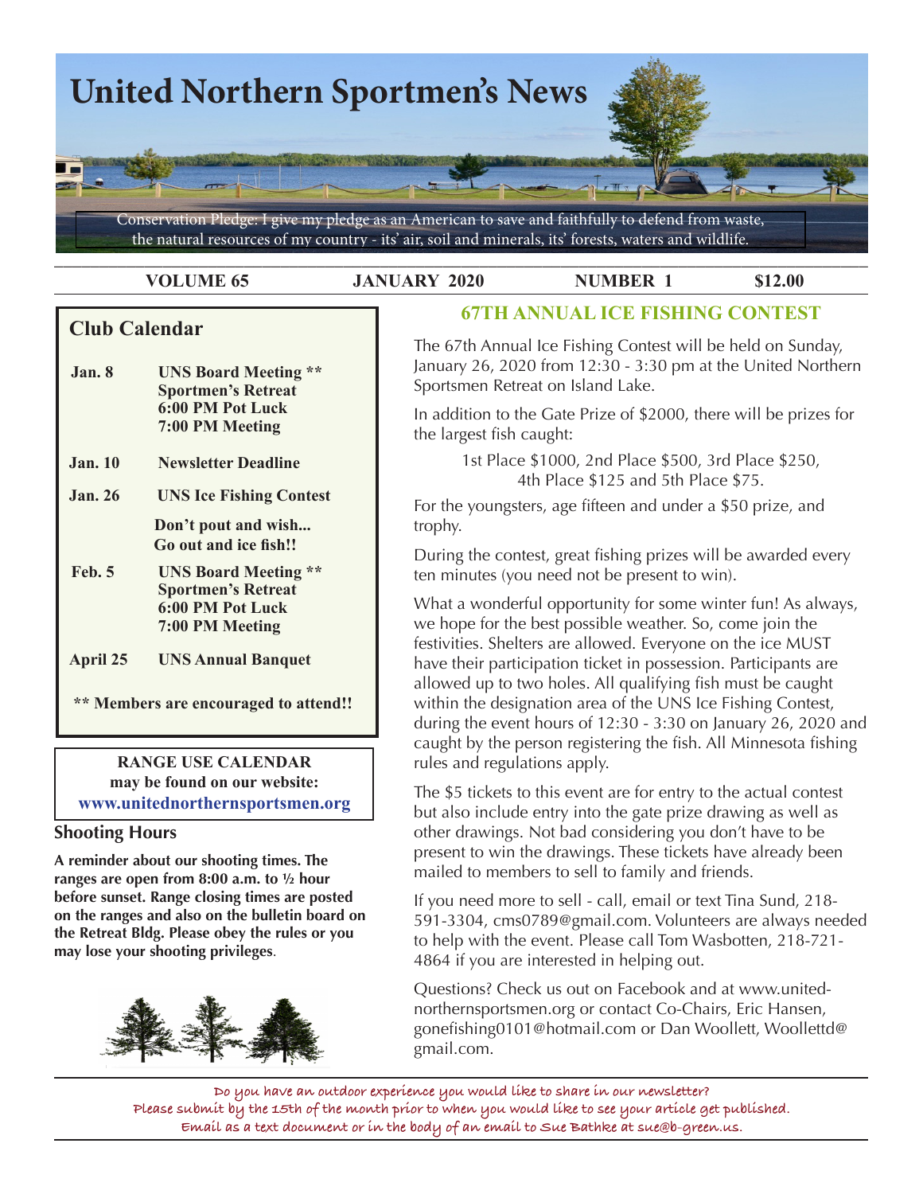# United Northern Sportmen's News

Conservation Pledge: I give my pledge as an American to save and faithfully to defend from waste, the natural resources of my country - its' air, soil and minerals, its' forests, waters and wildlife.

**VOLUME 65** | **JANUARY 2020** | **NUMBER 1** | **$12.00**

## Club Calendar

| | |
|---|---|
| **Jan. 8** | **UNS Board Meeting \*\*<br>Sportmen's Retreat<br>6:00 PM Pot Luck<br>7:00 PM Meeting** |
| **Jan. 10** | **Newsletter Deadline** |
| **Jan. 26** | **UNS Ice Fishing Contest** |
| | **Don't pout and wish...<br>Go out and ice fish!!** |
| **Feb. 5** | **UNS Board Meeting \*\*<br>Sportmen's Retreat<br>6:00 PM Pot Luck<br>7:00 PM Meeting** |
| **April 25** | **UNS Annual Banquet** |

**\*\* Members are encouraged to attend!!**

**RANGE USE CALENDAR may be found on our website: www.unitednorthernsportsmen.org**

### Shooting Hours

**A reminder about our shooting times. The ranges are open from 8:00 a.m. to ½ hour before sunset. Range closing times are posted on the ranges and also on the bulletin board on the Retreat Bldg. Please obey the rules or you may lose your shooting privileges**.

## 67TH ANNUAL ICE FISHING CONTEST

The 67th Annual Ice Fishing Contest will be held on Sunday, January 26, 2020 from 12:30 - 3:30 pm at the United Northern Sportsmen Retreat on Island Lake.

In addition to the Gate Prize of $2000, there will be prizes for the largest fish caught:

1st Place $1000, 2nd Place $500, 3rd Place $250, 4th Place $125 and 5th Place $75.

For the youngsters, age fifteen and under a $50 prize, and trophy.

During the contest, great fishing prizes will be awarded every ten minutes (you need not be present to win).

What a wonderful opportunity for some winter fun! As always, we hope for the best possible weather. So, come join the festivities. Shelters are allowed. Everyone on the ice MUST have their participation ticket in possession. Participants are allowed up to two holes. All qualifying fish must be caught within the designation area of the UNS Ice Fishing Contest, during the event hours of 12:30 - 3:30 on January 26, 2020 and caught by the person registering the fish. All Minnesota fishing rules and regulations apply.

The $5 tickets to this event are for entry to the actual contest but also include entry into the gate prize drawing as well as other drawings. Not bad considering you don't have to be present to win the drawings. These tickets have already been mailed to members to sell to family and friends.

If you need more to sell - call, email or text Tina Sund, 218-591-3304, cms0789@gmail.com. Volunteers are always needed to help with the event. Please call Tom Wasbotten, 218-721-4864 if you are interested in helping out.

Questions? Check us out on Facebook and at www.united-northernsportsmen.org or contact Co-Chairs, Eric Hansen, gonefishing0101@hotmail.com or Dan Woollett, Woollettd@gmail.com.

Do you have an outdoor experience you would like to share in our newsletter?
Please submit by the 15th of the month prior to when you would like to see your article get published.
Email as a text document or in the body of an email to Sue Bathke at sue@b-green.us.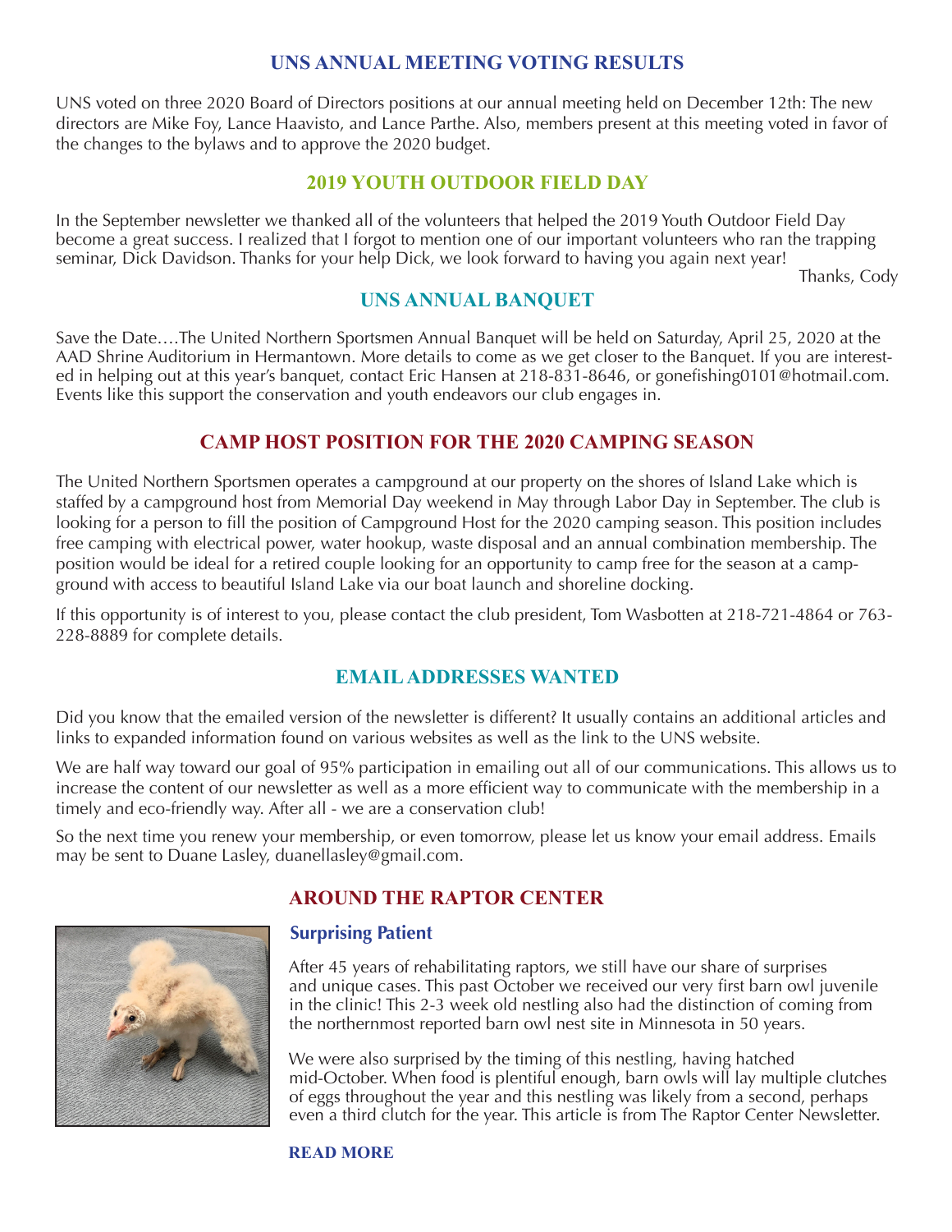## UNS ANNUAL MEETING VOTING RESULTS

UNS voted on three 2020 Board of Directors positions at our annual meeting held on December 12th: The new directors are Mike Foy, Lance Haavisto, and Lance Parthe. Also, members present at this meeting voted in favor of the changes to the bylaws and to approve the 2020 budget.

## 2019 YOUTH OUTDOOR FIELD DAY

In the September newsletter we thanked all of the volunteers that helped the 2019 Youth Outdoor Field Day become a great success. I realized that I forgot to mention one of our important volunteers who ran the trapping seminar, Dick Davidson. Thanks for your help Dick, we look forward to having you again next year!

Thanks, Cody

## UNS ANNUAL BANQUET

Save the Date….The United Northern Sportsmen Annual Banquet will be held on Saturday, April 25, 2020 at the AAD Shrine Auditorium in Hermantown. More details to come as we get closer to the Banquet. If you are interested in helping out at this year's banquet, contact Eric Hansen at 218-831-8646, or gonefishing0101@hotmail.com. Events like this support the conservation and youth endeavors our club engages in.

## CAMP HOST POSITION FOR THE 2020 CAMPING SEASON

The United Northern Sportsmen operates a campground at our property on the shores of Island Lake which is staffed by a campground host from Memorial Day weekend in May through Labor Day in September. The club is looking for a person to fill the position of Campground Host for the 2020 camping season. This position includes free camping with electrical power, water hookup, waste disposal and an annual combination membership. The position would be ideal for a retired couple looking for an opportunity to camp free for the season at a campground with access to beautiful Island Lake via our boat launch and shoreline docking.

If this opportunity is of interest to you, please contact the club president, Tom Wasbotten at 218-721-4864 or 763-228-8889 for complete details.

## EMAIL ADDRESSES WANTED

Did you know that the emailed version of the newsletter is different? It usually contains an additional articles and links to expanded information found on various websites as well as the link to the UNS website.

We are half way toward our goal of 95% participation in emailing out all of our communications. This allows us to increase the content of our newsletter as well as a more efficient way to communicate with the membership in a timely and eco-friendly way. After all - we are a conservation club!

So the next time you renew your membership, or even tomorrow, please let us know your email address. Emails may be sent to Duane Lasley, duanellasley@gmail.com.

## AROUND THE RAPTOR CENTER

### Surprising Patient

After 45 years of rehabilitating raptors, we still have our share of surprises and unique cases. This past October we received our very first barn owl juvenile in the clinic! This 2-3 week old nestling also had the distinction of coming from the northernmost reported barn owl nest site in Minnesota in 50 years.

We were also surprised by the timing of this nestling, having hatched mid-October. When food is plentiful enough, barn owls will lay multiple clutches of eggs throughout the year and this nestling was likely from a second, perhaps even a third clutch for the year. This article is from The Raptor Center Newsletter.

**READ MORE**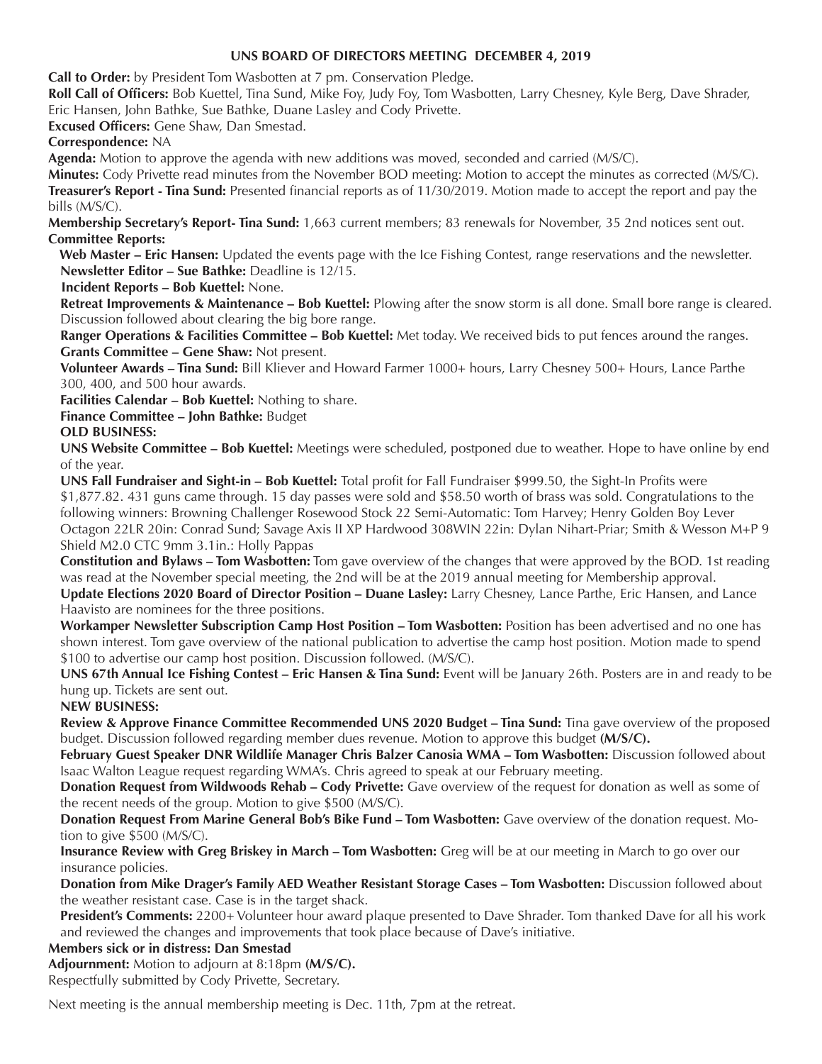## UNS BOARD OF DIRECTORS MEETING DECEMBER 4, 2019

**Call to Order:** by President Tom Wasbotten at 7 pm. Conservation Pledge.

**Roll Call of Officers:** Bob Kuettel, Tina Sund, Mike Foy, Judy Foy, Tom Wasbotten, Larry Chesney, Kyle Berg, Dave Shrader, Eric Hansen, John Bathke, Sue Bathke, Duane Lasley and Cody Privette.

**Excused Officers:** Gene Shaw, Dan Smestad.

**Correspondence:** NA

**Agenda:** Motion to approve the agenda with new additions was moved, seconded and carried (M/S/C).

**Minutes:** Cody Privette read minutes from the November BOD meeting: Motion to accept the minutes as corrected (M/S/C).

**Treasurer's Report - Tina Sund:** Presented financial reports as of 11/30/2019. Motion made to accept the report and pay the bills (M/S/C).

**Membership Secretary's Report- Tina Sund:** 1,663 current members; 83 renewals for November, 35 2nd notices sent out.

**Committee Reports:**

**Web Master – Eric Hansen:** Updated the events page with the Ice Fishing Contest, range reservations and the newsletter.

**Newsletter Editor – Sue Bathke:** Deadline is 12/15.

**Incident Reports – Bob Kuettel:** None.

**Retreat Improvements & Maintenance – Bob Kuettel:** Plowing after the snow storm is all done. Small bore range is cleared. Discussion followed about clearing the big bore range.

**Ranger Operations & Facilities Committee – Bob Kuettel:** Met today. We received bids to put fences around the ranges.

**Grants Committee – Gene Shaw:** Not present.

**Volunteer Awards – Tina Sund:** Bill Kliever and Howard Farmer 1000+ hours, Larry Chesney 500+ Hours, Lance Parthe 300, 400, and 500 hour awards.

**Facilities Calendar – Bob Kuettel:** Nothing to share.

**Finance Committee – John Bathke:** Budget

**OLD BUSINESS:**

**UNS Website Committee – Bob Kuettel:** Meetings were scheduled, postponed due to weather. Hope to have online by end of the year.

**UNS Fall Fundraiser and Sight-in – Bob Kuettel:** Total profit for Fall Fundraiser $999.50, the Sight-In Profits were $1,877.82. 431 guns came through. 15 day passes were sold and $58.50 worth of brass was sold. Congratulations to the following winners: Browning Challenger Rosewood Stock 22 Semi-Automatic: Tom Harvey; Henry Golden Boy Lever Octagon 22LR 20in: Conrad Sund; Savage Axis II XP Hardwood 308WIN 22in: Dylan Nihart-Priar; Smith & Wesson M+P 9 Shield M2.0 CTC 9mm 3.1in.: Holly Pappas

**Constitution and Bylaws – Tom Wasbotten:** Tom gave overview of the changes that were approved by the BOD. 1st reading was read at the November special meeting, the 2nd will be at the 2019 annual meeting for Membership approval.

**Update Elections 2020 Board of Director Position – Duane Lasley:** Larry Chesney, Lance Parthe, Eric Hansen, and Lance Haavisto are nominees for the three positions.

**Workamper Newsletter Subscription Camp Host Position – Tom Wasbotten:** Position has been advertised and no one has shown interest. Tom gave overview of the national publication to advertise the camp host position. Motion made to spend $100 to advertise our camp host position. Discussion followed. (M/S/C).

**UNS 67th Annual Ice Fishing Contest – Eric Hansen & Tina Sund:** Event will be January 26th. Posters are in and ready to be hung up. Tickets are sent out.

**NEW BUSINESS:**

**Review & Approve Finance Committee Recommended UNS 2020 Budget – Tina Sund:** Tina gave overview of the proposed budget. Discussion followed regarding member dues revenue. Motion to approve this budget **(M/S/C).**

**February Guest Speaker DNR Wildlife Manager Chris Balzer Canosia WMA – Tom Wasbotten:** Discussion followed about Isaac Walton League request regarding WMA's. Chris agreed to speak at our February meeting.

**Donation Request from Wildwoods Rehab – Cody Privette:** Gave overview of the request for donation as well as some of the recent needs of the group. Motion to give $500 (M/S/C).

**Donation Request From Marine General Bob's Bike Fund – Tom Wasbotten:** Gave overview of the donation request. Motion to give $500 (M/S/C).

**Insurance Review with Greg Briskey in March – Tom Wasbotten:** Greg will be at our meeting in March to go over our insurance policies.

**Donation from Mike Drager's Family AED Weather Resistant Storage Cases – Tom Wasbotten:** Discussion followed about the weather resistant case. Case is in the target shack.

**President's Comments:** 2200+ Volunteer hour award plaque presented to Dave Shrader. Tom thanked Dave for all his work and reviewed the changes and improvements that took place because of Dave's initiative.

**Members sick or in distress: Dan Smestad**

**Adjournment:** Motion to adjourn at 8:18pm **(M/S/C).**

Respectfully submitted by Cody Privette, Secretary.

Next meeting is the annual membership meeting is Dec. 11th, 7pm at the retreat.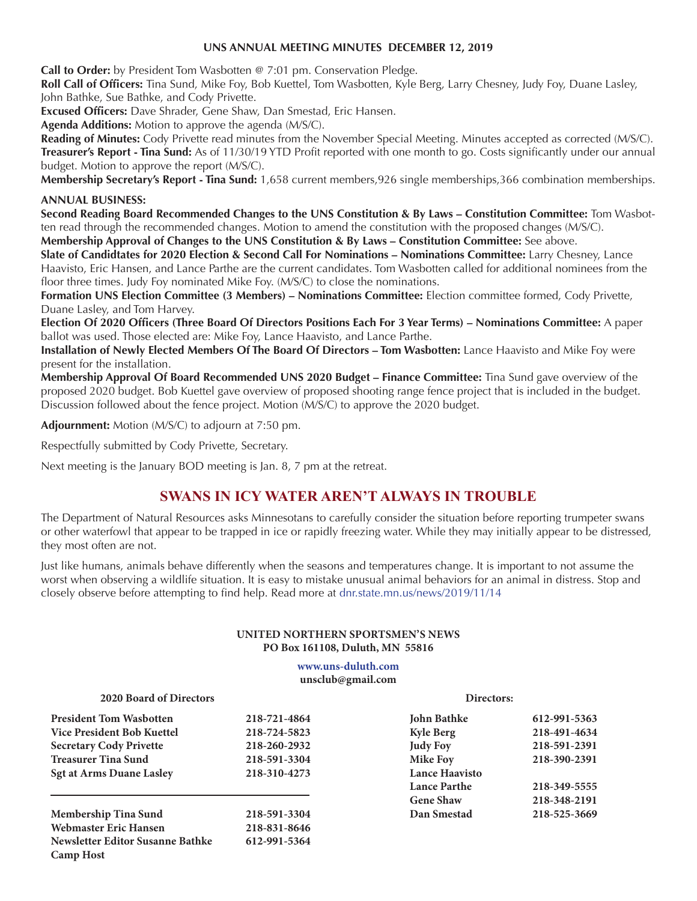## UNS ANNUAL MEETING MINUTES DECEMBER 12, 2019

**Call to Order:** by President Tom Wasbotten @ 7:01 pm. Conservation Pledge.

**Roll Call of Officers:** Tina Sund, Mike Foy, Bob Kuettel, Tom Wasbotten, Kyle Berg, Larry Chesney, Judy Foy, Duane Lasley, John Bathke, Sue Bathke, and Cody Privette.

**Excused Officers:** Dave Shrader, Gene Shaw, Dan Smestad, Eric Hansen.

**Agenda Additions:** Motion to approve the agenda (M/S/C).

**Reading of Minutes:** Cody Privette read minutes from the November Special Meeting. Minutes accepted as corrected (M/S/C).

**Treasurer's Report - Tina Sund:** As of 11/30/19 YTD Profit reported with one month to go. Costs significantly under our annual budget. Motion to approve the report (M/S/C).

**Membership Secretary's Report - Tina Sund:** 1,658 current members,926 single memberships,366 combination memberships.

**ANNUAL BUSINESS:**

**Second Reading Board Recommended Changes to the UNS Constitution & By Laws – Constitution Committee:** Tom Wasbotten read through the recommended changes. Motion to amend the constitution with the proposed changes (M/S/C).

**Membership Approval of Changes to the UNS Constitution & By Laws – Constitution Committee:** See above.

**Slate of Candidtates for 2020 Election & Second Call For Nominations – Nominations Committee:** Larry Chesney, Lance Haavisto, Eric Hansen, and Lance Parthe are the current candidates. Tom Wasbotten called for additional nominees from the floor three times. Judy Foy nominated Mike Foy. (M/S/C) to close the nominations.

**Formation UNS Election Committee (3 Members) – Nominations Committee:** Election committee formed, Cody Privette, Duane Lasley, and Tom Harvey.

**Election Of 2020 Officers (Three Board Of Directors Positions Each For 3 Year Terms) – Nominations Committee:** A paper ballot was used. Those elected are: Mike Foy, Lance Haavisto, and Lance Parthe.

**Installation of Newly Elected Members Of The Board Of Directors – Tom Wasbotten:** Lance Haavisto and Mike Foy were present for the installation.

**Membership Approval Of Board Recommended UNS 2020 Budget – Finance Committee:** Tina Sund gave overview of the proposed 2020 budget. Bob Kuettel gave overview of proposed shooting range fence project that is included in the budget. Discussion followed about the fence project. Motion (M/S/C) to approve the 2020 budget.

**Adjournment:** Motion (M/S/C) to adjourn at 7:50 pm.

Respectfully submitted by Cody Privette, Secretary.

Next meeting is the January BOD meeting is Jan. 8, 7 pm at the retreat.

## SWANS IN ICY WATER AREN'T ALWAYS IN TROUBLE

The Department of Natural Resources asks Minnesotans to carefully consider the situation before reporting trumpeter swans or other waterfowl that appear to be trapped in ice or rapidly freezing water. While they may initially appear to be distressed, they most often are not.

Just like humans, animals behave differently when the seasons and temperatures change. It is important to not assume the worst when observing a wildlife situation. It is easy to mistake unusual animal behaviors for an animal in distress. Stop and closely observe before attempting to find help. Read more at dnr.state.mn.us/news/2019/11/14

**UNITED NORTHERN SPORTSMEN'S NEWS**
**PO Box 161108, Duluth, MN 55816**

**www.uns-duluth.com**
**unsclub@gmail.com**

**2020 Board of Directors**

| | |
|---|---|
| **President Tom Wasbotten** | **218-721-4864** |
| **Vice President Bob Kuettel** | **218-724-5823** |
| **Secretary Cody Privette** | **218-260-2932** |
| **Treasurer Tina Sund** | **218-591-3304** |
| **Sgt at Arms Duane Lasley** | **218-310-4273** |
| **Membership Tina Sund** | **218-591-3304** |
| **Webmaster Eric Hansen** | **218-831-8646** |
| **Newsletter Editor Susanne Bathke** | **612-991-5364** |
| **Camp Host** | |

**Directors:**

| | |
|---|---|
| **John Bathke** | **612-991-5363** |
| **Kyle Berg** | **218-491-4634** |
| **Judy Foy** | **218-591-2391** |
| **Mike Foy** | **218-390-2391** |
| **Lance Haavisto** | |
| **Lance Parthe** | **218-349-5555** |
| **Gene Shaw** | **218-348-2191** |
| **Dan Smestad** | **218-525-3669** |